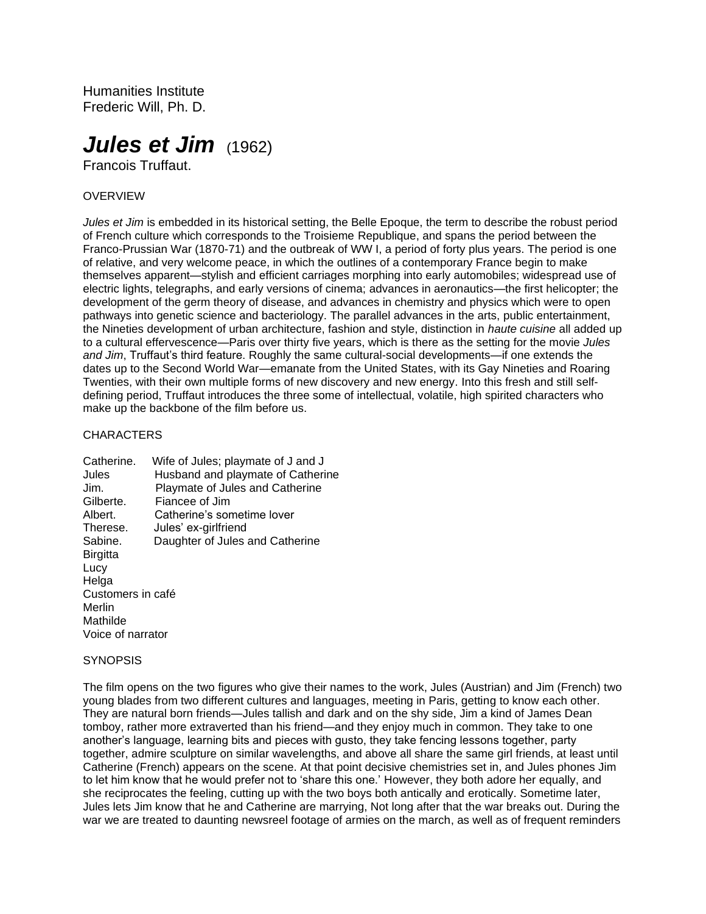Humanities Institute
Frederic Will, Ph. D.

# ***Jules et Jim*** (1962)

Francois Truffaut.

## OVERVIEW

*Jules et Jim* is embedded in its historical setting, the Belle Epoque, the term to describe the robust period of French culture which corresponds to the Troisieme Republique, and spans the period between the Franco-Prussian War (1870-71) and the outbreak of WW I, a period of forty plus years. The period is one of relative, and very welcome peace, in which the outlines of a contemporary France begin to make themselves apparent—stylish and efficient carriages morphing into early automobiles; widespread use of electric lights, telegraphs, and early versions of cinema; advances in aeronautics—the first helicopter; the development of the germ theory of disease, and advances in chemistry and physics which were to open pathways into genetic science and bacteriology. The parallel advances in the arts, public entertainment, the Nineties development of urban architecture, fashion and style, distinction in *haute cuisine* all added up to a cultural effervescence—Paris over thirty five years, which is there as the setting for the movie *Jules and Jim*, Truffaut's third feature. Roughly the same cultural-social developments—if one extends the dates up to the Second World War—emanate from the United States, with its Gay Nineties and Roaring Twenties, with their own multiple forms of new discovery and new energy. Into this fresh and still self-defining period, Truffaut introduces the three some of intellectual, volatile, high spirited characters who make up the backbone of the film before us.

## CHARACTERS

Catherine. Wife of Jules; playmate of J and J
Jules Husband and playmate of Catherine
Jim. Playmate of Jules and Catherine
Gilberte. Fiancee of Jim
Albert. Catherine's sometime lover
Therese. Jules' ex-girlfriend
Sabine. Daughter of Jules and Catherine
Birgitta
Lucy
Helga
Customers in café
Merlin
Mathilde
Voice of narrator

## SYNOPSIS

The film opens on the two figures who give their names to the work, Jules (Austrian) and Jim (French) two young blades from two different cultures and languages, meeting in Paris, getting to know each other. They are natural born friends—Jules tallish and dark and on the shy side, Jim a kind of James Dean tomboy, rather more extraverted than his friend—and they enjoy much in common. They take to one another's language, learning bits and pieces with gusto, they take fencing lessons together, party together, admire sculpture on similar wavelengths, and above all share the same girl friends, at least until Catherine (French) appears on the scene. At that point decisive chemistries set in, and Jules phones Jim to let him know that he would prefer not to 'share this one.' However, they both adore her equally, and she reciprocates the feeling, cutting up with the two boys both antically and erotically. Sometime later, Jules lets Jim know that he and Catherine are marrying, Not long after that the war breaks out. During the war we are treated to daunting newsreel footage of armies on the march, as well as of frequent reminders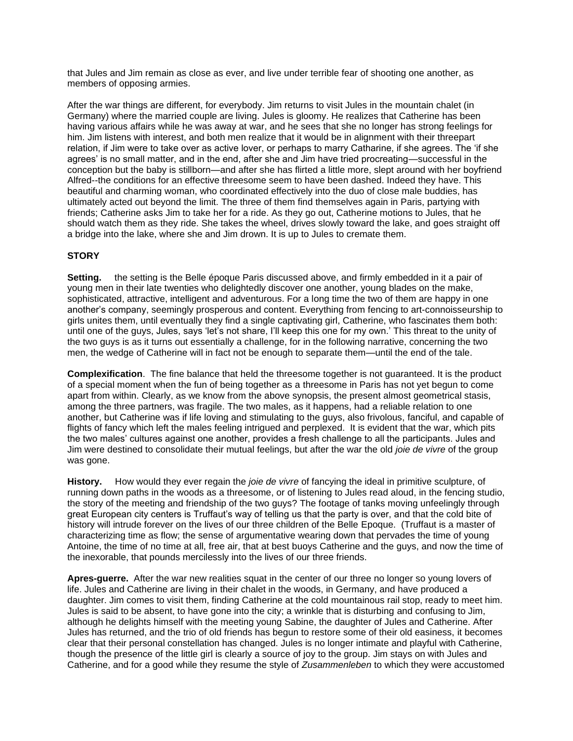that Jules and Jim remain as close as ever, and live under terrible fear of shooting one another, as members of opposing armies.

After the war things are different, for everybody. Jim returns to visit Jules in the mountain chalet (in Germany) where the married couple are living. Jules is gloomy. He realizes that Catherine has been having various affairs while he was away at war, and he sees that she no longer has strong feelings for him. Jim listens with interest, and both men realize that it would be in alignment with their threepart relation, if Jim were to take over as active lover, or perhaps to marry Catharine, if she agrees. The 'if she agrees' is no small matter, and in the end, after she and Jim have tried procreating—successful in the conception but the baby is stillborn—and after she has flirted a little more, slept around with her boyfriend Alfred--the conditions for an effective threesome seem to have been dashed. Indeed they have. This beautiful and charming woman, who coordinated effectively into the duo of close male buddies, has ultimately acted out beyond the limit. The three of them find themselves again in Paris, partying with friends; Catherine asks Jim to take her for a ride. As they go out, Catherine motions to Jules, that he should watch them as they ride. She takes the wheel, drives slowly toward the lake, and goes straight off a bridge into the lake, where she and Jim drown. It is up to Jules to cremate them.

**STORY**

**Setting.** the setting is the Belle époque Paris discussed above, and firmly embedded in it a pair of young men in their late twenties who delightedly discover one another, young blades on the make, sophisticated, attractive, intelligent and adventurous. For a long time the two of them are happy in one another's company, seemingly prosperous and content. Everything from fencing to art-connoisseurship to girls unites them, until eventually they find a single captivating girl, Catherine, who fascinates them both: until one of the guys, Jules, says 'let's not share, I'll keep this one for my own.' This threat to the unity of the two guys is as it turns out essentially a challenge, for in the following narrative, concerning the two men, the wedge of Catherine will in fact not be enough to separate them—until the end of the tale.

**Complexification**. The fine balance that held the threesome together is not guaranteed. It is the product of a special moment when the fun of being together as a threesome in Paris has not yet begun to come apart from within. Clearly, as we know from the above synopsis, the present almost geometrical stasis, among the three partners, was fragile. The two males, as it happens, had a reliable relation to one another, but Catherine was if life loving and stimulating to the guys, also frivolous, fanciful, and capable of flights of fancy which left the males feeling intrigued and perplexed. It is evident that the war, which pits the two males' cultures against one another, provides a fresh challenge to all the participants. Jules and Jim were destined to consolidate their mutual feelings, but after the war the old *joie de vivre* of the group was gone.

**History.** How would they ever regain the *joie de vivre* of fancying the ideal in primitive sculpture, of running down paths in the woods as a threesome, or of listening to Jules read aloud, in the fencing studio, the story of the meeting and friendship of the two guys? The footage of tanks moving unfeelingly through great European city centers is Truffaut's way of telling us that the party is over, and that the cold bite of history will intrude forever on the lives of our three children of the Belle Epoque. (Truffaut is a master of characterizing time as flow; the sense of argumentative wearing down that pervades the time of young Antoine, the time of no time at all, free air, that at best buoys Catherine and the guys, and now the time of the inexorable, that pounds mercilessly into the lives of our three friends.

**Apres-guerre.** After the war new realities squat in the center of our three no longer so young lovers of life. Jules and Catherine are living in their chalet in the woods, in Germany, and have produced a daughter. Jim comes to visit them, finding Catherine at the cold mountainous rail stop, ready to meet him. Jules is said to be absent, to have gone into the city; a wrinkle that is disturbing and confusing to Jim, although he delights himself with the meeting young Sabine, the daughter of Jules and Catherine. After Jules has returned, and the trio of old friends has begun to restore some of their old easiness, it becomes clear that their personal constellation has changed. Jules is no longer intimate and playful with Catherine, though the presence of the little girl is clearly a source of joy to the group. Jim stays on with Jules and Catherine, and for a good while they resume the style of *Zusammenleben* to which they were accustomed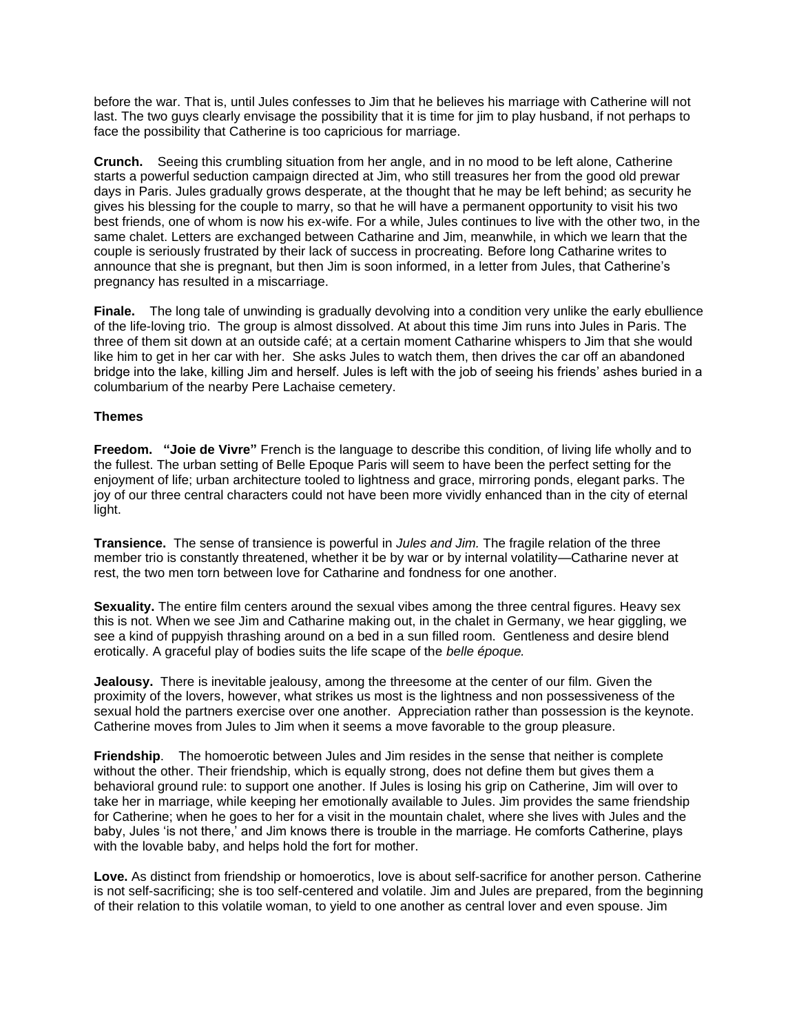before the war. That is, until Jules confesses to Jim that he believes his marriage with Catherine will not last. The two guys clearly envisage the possibility that it is time for jim to play husband, if not perhaps to face the possibility that Catherine is too capricious for marriage.

**Crunch.** Seeing this crumbling situation from her angle, and in no mood to be left alone, Catherine starts a powerful seduction campaign directed at Jim, who still treasures her from the good old prewar days in Paris. Jules gradually grows desperate, at the thought that he may be left behind; as security he gives his blessing for the couple to marry, so that he will have a permanent opportunity to visit his two best friends, one of whom is now his ex-wife. For a while, Jules continues to live with the other two, in the same chalet. Letters are exchanged between Catharine and Jim, meanwhile, in which we learn that the couple is seriously frustrated by their lack of success in procreating. Before long Catharine writes to announce that she is pregnant, but then Jim is soon informed, in a letter from Jules, that Catherine's pregnancy has resulted in a miscarriage.

**Finale.** The long tale of unwinding is gradually devolving into a condition very unlike the early ebullience of the life-loving trio. The group is almost dissolved. At about this time Jim runs into Jules in Paris. The three of them sit down at an outside café; at a certain moment Catharine whispers to Jim that she would like him to get in her car with her. She asks Jules to watch them, then drives the car off an abandoned bridge into the lake, killing Jim and herself. Jules is left with the job of seeing his friends' ashes buried in a columbarium of the nearby Pere Lachaise cemetery.

**Themes**

**Freedom. "Joie de Vivre"** French is the language to describe this condition, of living life wholly and to the fullest. The urban setting of Belle Epoque Paris will seem to have been the perfect setting for the enjoyment of life; urban architecture tooled to lightness and grace, mirroring ponds, elegant parks. The joy of our three central characters could not have been more vividly enhanced than in the city of eternal light.

**Transience.** The sense of transience is powerful in *Jules and Jim.* The fragile relation of the three member trio is constantly threatened, whether it be by war or by internal volatility—Catharine never at rest, the two men torn between love for Catharine and fondness for one another.

**Sexuality.** The entire film centers around the sexual vibes among the three central figures. Heavy sex this is not. When we see Jim and Catharine making out, in the chalet in Germany, we hear giggling, we see a kind of puppyish thrashing around on a bed in a sun filled room. Gentleness and desire blend erotically. A graceful play of bodies suits the life scape of the *belle époque.*

**Jealousy.** There is inevitable jealousy, among the threesome at the center of our film. Given the proximity of the lovers, however, what strikes us most is the lightness and non possessiveness of the sexual hold the partners exercise over one another. Appreciation rather than possession is the keynote. Catherine moves from Jules to Jim when it seems a move favorable to the group pleasure.

**Friendship**. The homoerotic between Jules and Jim resides in the sense that neither is complete without the other. Their friendship, which is equally strong, does not define them but gives them a behavioral ground rule: to support one another. If Jules is losing his grip on Catherine, Jim will over to take her in marriage, while keeping her emotionally available to Jules. Jim provides the same friendship for Catherine; when he goes to her for a visit in the mountain chalet, where she lives with Jules and the baby, Jules 'is not there,' and Jim knows there is trouble in the marriage. He comforts Catherine, plays with the lovable baby, and helps hold the fort for mother.

**Love.** As distinct from friendship or homoerotics, love is about self-sacrifice for another person. Catherine is not self-sacrificing; she is too self-centered and volatile. Jim and Jules are prepared, from the beginning of their relation to this volatile woman, to yield to one another as central lover and even spouse. Jim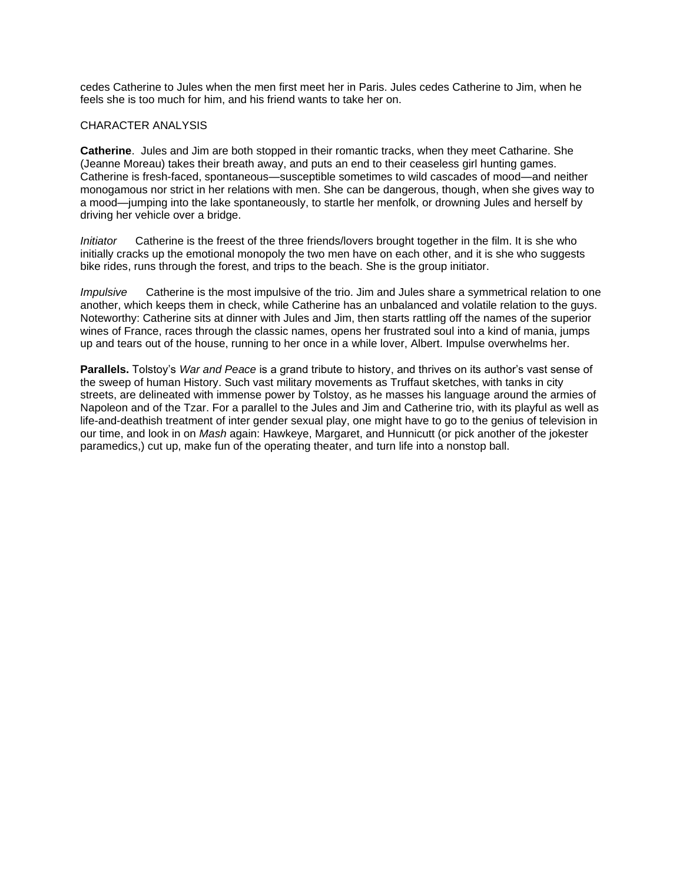cedes Catherine to Jules when the men first meet her in Paris. Jules cedes Catherine to Jim, when he feels she is too much for him, and his friend wants to take her on.

CHARACTER ANALYSIS

**Catherine**. Jules and Jim are both stopped in their romantic tracks, when they meet Catharine. She (Jeanne Moreau) takes their breath away, and puts an end to their ceaseless girl hunting games. Catherine is fresh-faced, spontaneous—susceptible sometimes to wild cascades of mood—and neither monogamous nor strict in her relations with men. She can be dangerous, though, when she gives way to a mood—jumping into the lake spontaneously, to startle her menfolk, or drowning Jules and herself by driving her vehicle over a bridge.

*Initiator* Catherine is the freest of the three friends/lovers brought together in the film. It is she who initially cracks up the emotional monopoly the two men have on each other, and it is she who suggests bike rides, runs through the forest, and trips to the beach. She is the group initiator.

*Impulsive* Catherine is the most impulsive of the trio. Jim and Jules share a symmetrical relation to one another, which keeps them in check, while Catherine has an unbalanced and volatile relation to the guys. Noteworthy: Catherine sits at dinner with Jules and Jim, then starts rattling off the names of the superior wines of France, races through the classic names, opens her frustrated soul into a kind of mania, jumps up and tears out of the house, running to her once in a while lover, Albert. Impulse overwhelms her.

**Parallels.** Tolstoy's *War and Peace* is a grand tribute to history, and thrives on its author's vast sense of the sweep of human History. Such vast military movements as Truffaut sketches, with tanks in city streets, are delineated with immense power by Tolstoy, as he masses his language around the armies of Napoleon and of the Tzar. For a parallel to the Jules and Jim and Catherine trio, with its playful as well as life-and-deathish treatment of inter gender sexual play, one might have to go to the genius of television in our time, and look in on *Mash* again: Hawkeye, Margaret, and Hunnicutt (or pick another of the jokester paramedics,) cut up, make fun of the operating theater, and turn life into a nonstop ball.